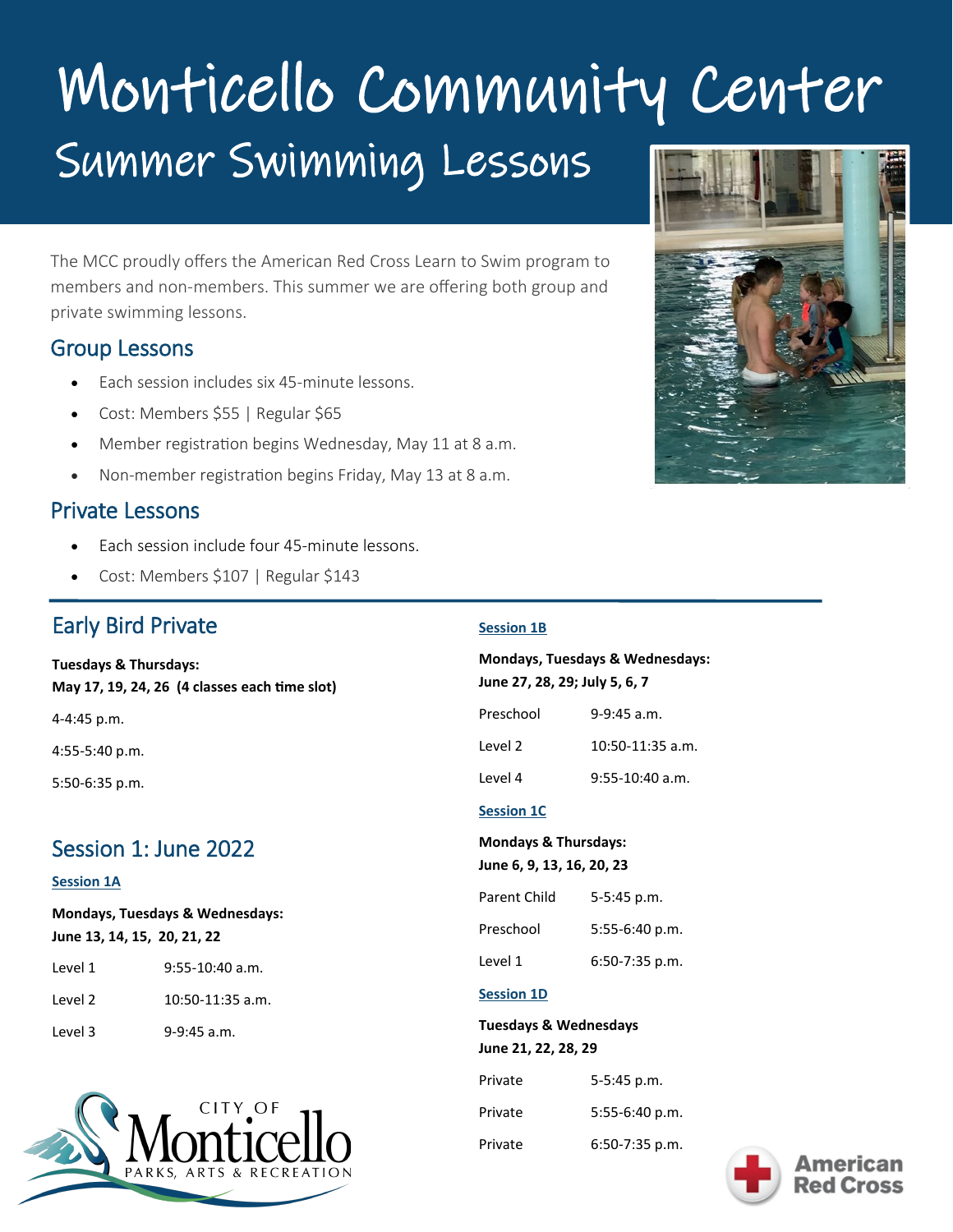# Monticello Community Center

## Summer Swimming Lessons

The MCC proudly offers the American Red Cross Learn to Swim program to members and non-members. This summer we are offering both group and private swimming lessons.

### Group Lessons

- Each session includes six 45-minute lessons.
- Cost: Members $55 | Regular $65
- Member registration begins Wednesday, May 11 at 8 a.m.
- Non-member registration begins Friday, May 13 at 8 a.m.

### Private Lessons

- Each session include four 45-minute lessons.
- Cost: Members $107 | Regular $143

## Early Bird Private

**Tuesdays & Thursdays:**
**May 17, 19, 24, 26 (4 classes each time slot)**

4-4:45 p.m.

4:55-5:40 p.m.

5:50-6:35 p.m.

## Session 1: June 2022

### Session 1A

**Mondays, Tuesdays & Wednesdays:**
**June 13, 14, 15, 20, 21, 22**

| Level 1 | 9:55-10:40 a.m. |
| --- | --- |
| Level 2 | 10:50-11:35 a.m. |
| Level 3 | 9-9:45 a.m. |

### Session 1B

**Mondays, Tuesdays & Wednesdays:**
**June 27, 28, 29; July 5, 6, 7**

| Preschool | 9-9:45 a.m. |
| --- | --- |
| Level 2 | 10:50-11:35 a.m. |
| Level 4 | 9:55-10:40 a.m. |

### Session 1C

**Mondays & Thursdays:**
**June 6, 9, 13, 16, 20, 23**

| Parent Child | 5-5:45 p.m. |
| --- | --- |
| Preschool | 5:55-6:40 p.m. |
| Level 1 | 6:50-7:35 p.m. |

### Session 1D

**Tuesdays & Wednesdays**
**June 21, 22, 28, 29**

| Private | 5-5:45 p.m. |
| --- | --- |
| Private | 5:55-6:40 p.m. |
| Private | 6:50-7:35 p.m. |

CITY OF Monticello PARKS, ARTS & RECREATION

American Red Cross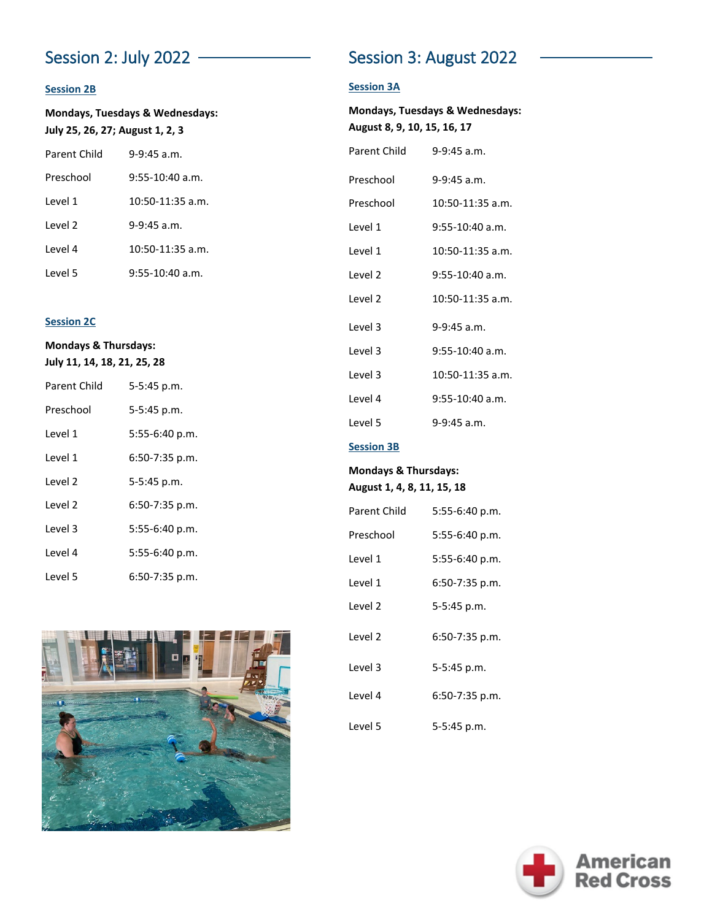## Session 2: July 2022

### Session 2B

**Mondays, Tuesdays & Wednesdays:**
**July 25, 26, 27; August 1, 2, 3**

| | |
|---|---|
| Parent Child | 9-9:45 a.m. |
| Preschool | 9:55-10:40 a.m. |
| Level 1 | 10:50-11:35 a.m. |
| Level 2 | 9-9:45 a.m. |
| Level 4 | 10:50-11:35 a.m. |
| Level 5 | 9:55-10:40 a.m. |

### Session 2C

**Mondays & Thursdays:**
**July 11, 14, 18, 21, 25, 28**

| | |
|---|---|
| Parent Child | 5-5:45 p.m. |
| Preschool | 5-5:45 p.m. |
| Level 1 | 5:55-6:40 p.m. |
| Level 1 | 6:50-7:35 p.m. |
| Level 2 | 5-5:45 p.m. |
| Level 2 | 6:50-7:35 p.m. |
| Level 3 | 5:55-6:40 p.m. |
| Level 4 | 5:55-6:40 p.m. |
| Level 5 | 6:50-7:35 p.m. |

## Session 3: August 2022

### Session 3A

**Mondays, Tuesdays & Wednesdays:**
**August 8, 9, 10, 15, 16, 17**

| | |
|---|---|
| Parent Child | 9-9:45 a.m. |
| Preschool | 9-9:45 a.m. |
| Preschool | 10:50-11:35 a.m. |
| Level 1 | 9:55-10:40 a.m. |
| Level 1 | 10:50-11:35 a.m. |
| Level 2 | 9:55-10:40 a.m. |
| Level 2 | 10:50-11:35 a.m. |
| Level 3 | 9-9:45 a.m. |
| Level 3 | 9:55-10:40 a.m. |
| Level 3 | 10:50-11:35 a.m. |
| Level 4 | 9:55-10:40 a.m. |
| Level 5 | 9-9:45 a.m. |

### Session 3B

**Mondays & Thursdays:**
**August 1, 4, 8, 11, 15, 18**

| | |
|---|---|
| Parent Child | 5:55-6:40 p.m. |
| Preschool | 5:55-6:40 p.m. |
| Level 1 | 5:55-6:40 p.m. |
| Level 1 | 6:50-7:35 p.m. |
| Level 2 | 5-5:45 p.m. |
| Level 2 | 6:50-7:35 p.m. |
| Level 3 | 5-5:45 p.m. |
| Level 4 | 6:50-7:35 p.m. |
| Level 5 | 5-5:45 p.m. |

American Red Cross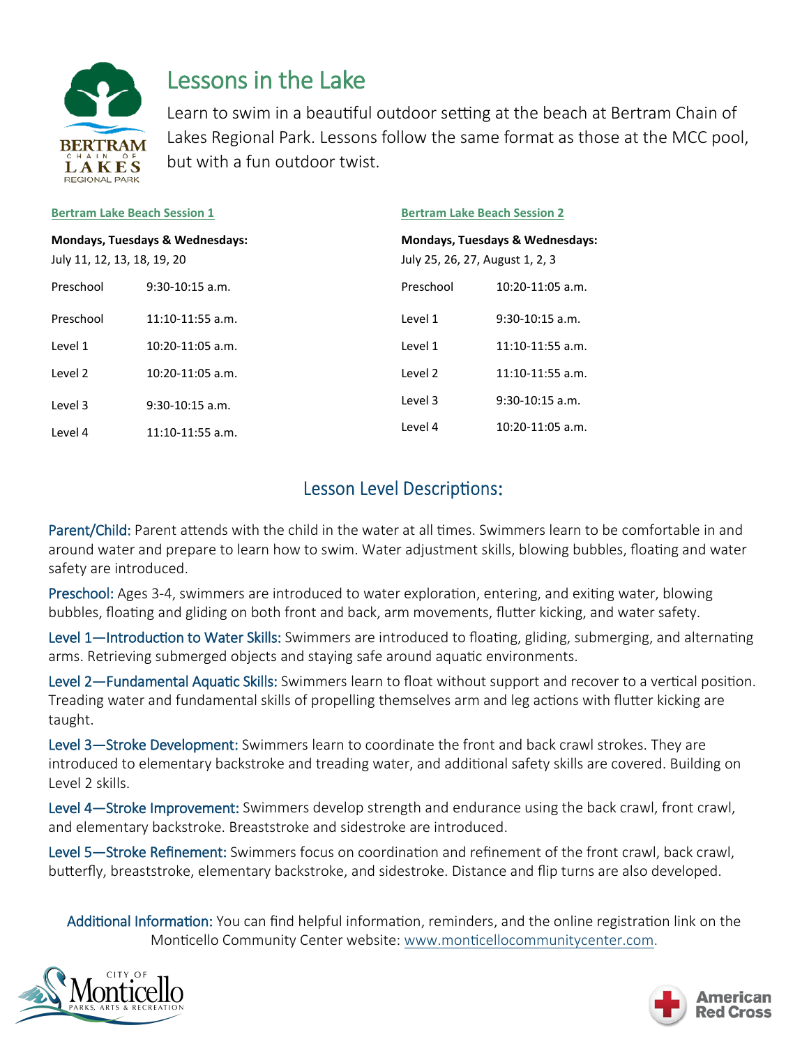# Lessons in the Lake

Learn to swim in a beautiful outdoor setting at the beach at Bertram Chain of Lakes Regional Park. Lessons follow the same format as those at the MCC pool, but with a fun outdoor twist.

### Bertram Lake Beach Session 1

**Mondays, Tuesdays & Wednesdays:**
July 11, 12, 13, 18, 19, 20

| Level | Time |
|---|---|
| Preschool | 9:30-10:15 a.m. |
| Preschool | 11:10-11:55 a.m. |
| Level 1 | 10:20-11:05 a.m. |
| Level 2 | 10:20-11:05 a.m. |
| Level 3 | 9:30-10:15 a.m. |
| Level 4 | 11:10-11:55 a.m. |

### Bertram Lake Beach Session 2

**Mondays, Tuesdays & Wednesdays:**
July 25, 26, 27, August 1, 2, 3

| Level | Time |
|---|---|
| Preschool | 10:20-11:05 a.m. |
| Level 1 | 9:30-10:15 a.m. |
| Level 1 | 11:10-11:55 a.m. |
| Level 2 | 11:10-11:55 a.m. |
| Level 3 | 9:30-10:15 a.m. |
| Level 4 | 10:20-11:05 a.m. |

## Lesson Level Descriptions:

**Parent/Child:** Parent attends with the child in the water at all times. Swimmers learn to be comfortable in and around water and prepare to learn how to swim. Water adjustment skills, blowing bubbles, floating and water safety are introduced.

**Preschool:** Ages 3-4, swimmers are introduced to water exploration, entering, and exiting water, blowing bubbles, floating and gliding on both front and back, arm movements, flutter kicking, and water safety.

**Level 1—Introduction to Water Skills:** Swimmers are introduced to floating, gliding, submerging, and alternating arms. Retrieving submerged objects and staying safe around aquatic environments.

**Level 2—Fundamental Aquatic Skills:** Swimmers learn to float without support and recover to a vertical position. Treading water and fundamental skills of propelling themselves arm and leg actions with flutter kicking are taught.

**Level 3—Stroke Development:** Swimmers learn to coordinate the front and back crawl strokes. They are introduced to elementary backstroke and treading water, and additional safety skills are covered. Building on Level 2 skills.

**Level 4—Stroke Improvement:** Swimmers develop strength and endurance using the back crawl, front crawl, and elementary backstroke. Breaststroke and sidestroke are introduced.

**Level 5—Stroke Refinement:** Swimmers focus on coordination and refinement of the front crawl, back crawl, butterfly, breaststroke, elementary backstroke, and sidestroke. Distance and flip turns are also developed.

**Additional Information:** You can find helpful information, reminders, and the online registration link on the Monticello Community Center website: www.monticellocommunitycenter.com.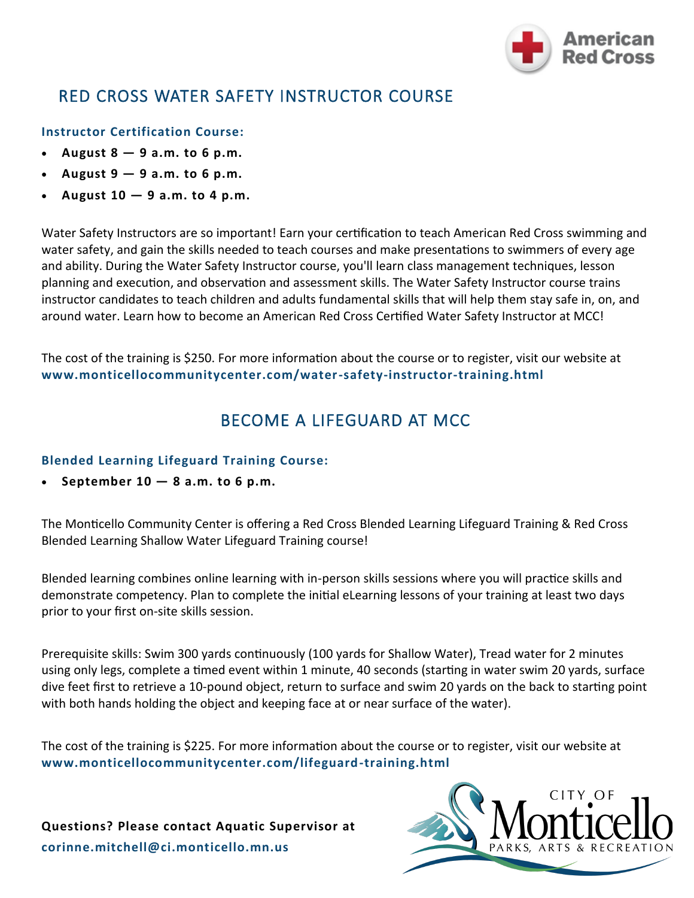# RED CROSS WATER SAFETY INSTRUCTOR COURSE

**Instructor Certification Course:**

- **August 8 — 9 a.m. to 6 p.m.**
- **August 9 — 9 a.m. to 6 p.m.**
- **August 10 — 9 a.m. to 4 p.m.**

Water Safety Instructors are so important! Earn your certification to teach American Red Cross swimming and water safety, and gain the skills needed to teach courses and make presentations to swimmers of every age and ability. During the Water Safety Instructor course, you'll learn class management techniques, lesson planning and execution, and observation and assessment skills. The Water Safety Instructor course trains instructor candidates to teach children and adults fundamental skills that will help them stay safe in, on, and around water. Learn how to become an American Red Cross Certified Water Safety Instructor at MCC!

The cost of the training is $250. For more information about the course or to register, visit our website at **www.monticellocommunitycenter.com/water-safety-instructor-training.html**

# BECOME A LIFEGUARD AT MCC

**Blended Learning Lifeguard Training Course:**

- **September 10 — 8 a.m. to 6 p.m.**

The Monticello Community Center is offering a Red Cross Blended Learning Lifeguard Training & Red Cross Blended Learning Shallow Water Lifeguard Training course!

Blended learning combines online learning with in-person skills sessions where you will practice skills and demonstrate competency. Plan to complete the initial eLearning lessons of your training at least two days prior to your first on-site skills session.

Prerequisite skills: Swim 300 yards continuously (100 yards for Shallow Water), Tread water for 2 minutes using only legs, complete a timed event within 1 minute, 40 seconds (starting in water swim 20 yards, surface dive feet first to retrieve a 10-pound object, return to surface and swim 20 yards on the back to starting point with both hands holding the object and keeping face at or near surface of the water).

The cost of the training is $225. For more information about the course or to register, visit our website at **www.monticellocommunitycenter.com/lifeguard-training.html**

**Questions? Please contact Aquatic Supervisor at**
**corinne.mitchell@ci.monticello.mn.us**